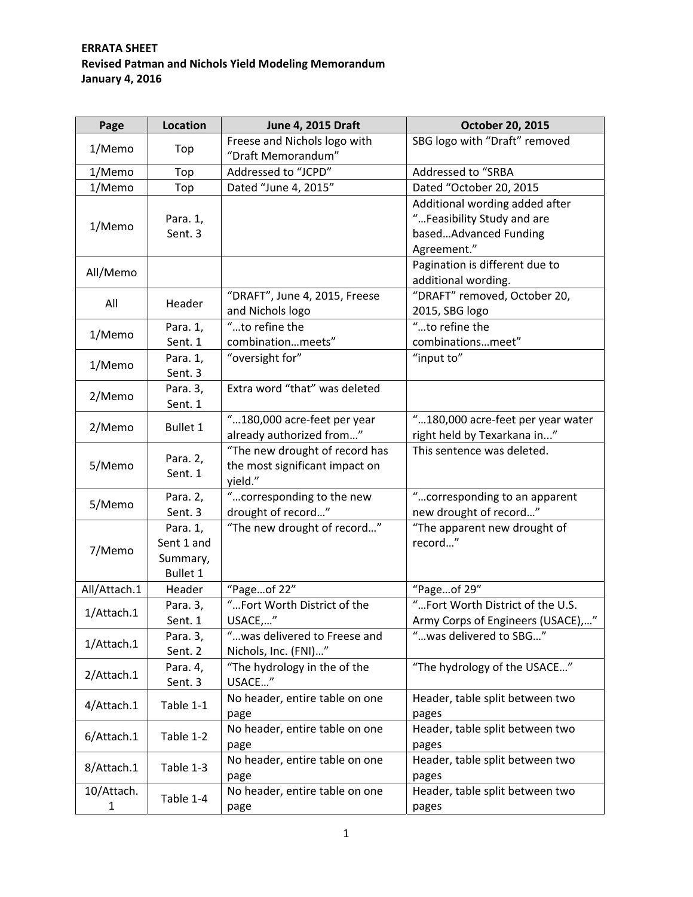**ERRATA SHEET**
**Revised Patman and Nichols Yield Modeling Memorandum**
**January 4, 2016**

| Page | Location | June 4, 2015 Draft | October 20, 2015 |
|---|---|---|---|
| 1/Memo | Top | Freese and Nichols logo with "Draft Memorandum" | SBG logo with "Draft" removed |
| 1/Memo | Top | Addressed to "JCPD" | Addressed to "SRBA |
| 1/Memo | Top | Dated "June 4, 2015" | Dated "October 20, 2015 |
| 1/Memo | Para. 1, Sent. 3 | | Additional wording added after "…Feasibility Study and are based…Advanced Funding Agreement." |
| All/Memo | | | Pagination is different due to additional wording. |
| All | Header | "DRAFT", June 4, 2015, Freese and Nichols logo | "DRAFT" removed, October 20, 2015, SBG logo |
| 1/Memo | Para. 1, Sent. 1 | "…to refine the combination…meets" | "…to refine the combinations…meet" |
| 1/Memo | Para. 1, Sent. 3 | "oversight for" | "input to" |
| 2/Memo | Para. 3, Sent. 1 | Extra word "that" was deleted | |
| 2/Memo | Bullet 1 | "…180,000 acre-feet per year already authorized from…" | "…180,000 acre-feet per year water right held by Texarkana in..." |
| 5/Memo | Para. 2, Sent. 1 | "The new drought of record has the most significant impact on yield." | This sentence was deleted. |
| 5/Memo | Para. 2, Sent. 3 | "…corresponding to the new drought of record…" | "…corresponding to an apparent new drought of record…" |
| 7/Memo | Para. 1, Sent 1 and Summary, Bullet 1 | "The new drought of record…" | "The apparent new drought of record…" |
| All/Attach.1 | Header | "Page…of 22" | "Page…of 29" |
| 1/Attach.1 | Para. 3, Sent. 1 | "…Fort Worth District of the USACE,…" | "…Fort Worth District of the U.S. Army Corps of Engineers (USACE),…" |
| 1/Attach.1 | Para. 3, Sent. 2 | "…was delivered to Freese and Nichols, Inc. (FNI)…" | "…was delivered to SBG…" |
| 2/Attach.1 | Para. 4, Sent. 3 | "The hydrology in the of the USACE…" | "The hydrology of the USACE…" |
| 4/Attach.1 | Table 1-1 | No header, entire table on one page | Header, table split between two pages |
| 6/Attach.1 | Table 1-2 | No header, entire table on one page | Header, table split between two pages |
| 8/Attach.1 | Table 1-3 | No header, entire table on one page | Header, table split between two pages |
| 10/Attach. 1 | Table 1-4 | No header, entire table on one page | Header, table split between two pages |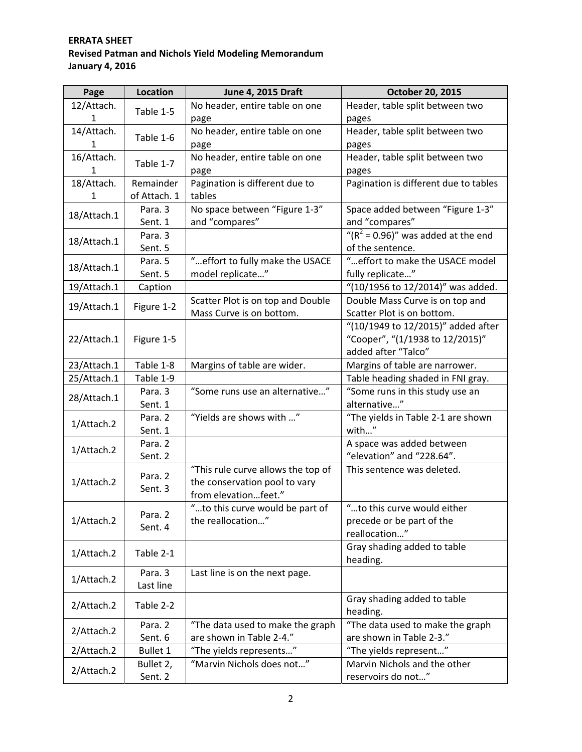**ERRATA SHEET**
**Revised Patman and Nichols Yield Modeling Memorandum**
**January 4, 2016**

| Page | Location | June 4, 2015 Draft | October 20, 2015 |
|---|---|---|---|
| 12/Attach. 1 | Table 1-5 | No header, entire table on one page | Header, table split between two pages |
| 14/Attach. 1 | Table 1-6 | No header, entire table on one page | Header, table split between two pages |
| 16/Attach. 1 | Table 1-7 | No header, entire table on one page | Header, table split between two pages |
| 18/Attach. 1 | Remainder of Attach. 1 | Pagination is different due to tables | Pagination is different due to tables |
| 18/Attach.1 | Para. 3 Sent. 1 | No space between "Figure 1-3" and "compares" | Space added between "Figure 1-3" and "compares" |
| 18/Attach.1 | Para. 3 Sent. 5 | | "($R^2$ = 0.96)" was added at the end of the sentence. |
| 18/Attach.1 | Para. 5 Sent. 5 | "…effort to fully make the USACE model replicate…" | "…effort to make the USACE model fully replicate…" |
| 19/Attach.1 | Caption | | "(10/1956 to 12/2014)" was added. |
| 19/Attach.1 | Figure 1-2 | Scatter Plot is on top and Double Mass Curve is on bottom. | Double Mass Curve is on top and Scatter Plot is on bottom. |
| 22/Attach.1 | Figure 1-5 | | "(10/1949 to 12/2015)" added after "Cooper", "(1/1938 to 12/2015)" added after "Talco" |
| 23/Attach.1 | Table 1-8 | Margins of table are wider. | Margins of table are narrower. |
| 25/Attach.1 | Table 1-9 | | Table heading shaded in FNI gray. |
| 28/Attach.1 | Para. 3 Sent. 1 | "Some runs use an alternative…" | "Some runs in this study use an alternative…" |
| 1/Attach.2 | Para. 2 Sent. 1 | "Yields are shows with …" | "The yields in Table 2-1 are shown with…" |
| 1/Attach.2 | Para. 2 Sent. 2 | | A space was added between "elevation" and "228.64". |
| 1/Attach.2 | Para. 2 Sent. 3 | "This rule curve allows the top of the conservation pool to vary from elevation…feet." | This sentence was deleted. |
| 1/Attach.2 | Para. 2 Sent. 4 | "…to this curve would be part of the reallocation…" | "…to this curve would either precede or be part of the reallocation…" |
| 1/Attach.2 | Table 2-1 | | Gray shading added to table heading. |
| 1/Attach.2 | Para. 3 Last line | Last line is on the next page. | |
| 2/Attach.2 | Table 2-2 | | Gray shading added to table heading. |
| 2/Attach.2 | Para. 2 Sent. 6 | "The data used to make the graph are shown in Table 2-4." | "The data used to make the graph are shown in Table 2-3." |
| 2/Attach.2 | Bullet 1 | "The yields represents…" | "The yields represent…" |
| 2/Attach.2 | Bullet 2, Sent. 2 | "Marvin Nichols does not…" | Marvin Nichols and the other reservoirs do not…" |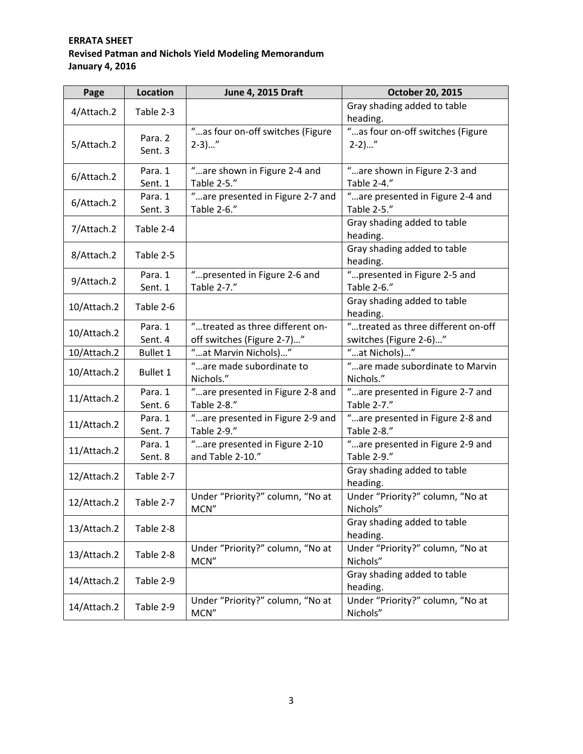**ERRATA SHEET**
**Revised Patman and Nichols Yield Modeling Memorandum**
**January 4, 2016**

| Page | Location | June 4, 2015 Draft | October 20, 2015 |
|---|---|---|---|
| 4/Attach.2 | Table 2-3 | | Gray shading added to table heading. |
| 5/Attach.2 | Para. 2 Sent. 3 | "…as four on-off switches (Figure 2-3)…" | "…as four on-off switches (Figure 2-2)…" |
| 6/Attach.2 | Para. 1 Sent. 1 | "…are shown in Figure 2-4 and Table 2-5." | "…are shown in Figure 2-3 and Table 2-4." |
| 6/Attach.2 | Para. 1 Sent. 3 | "…are presented in Figure 2-7 and Table 2-6." | "…are presented in Figure 2-4 and Table 2-5." |
| 7/Attach.2 | Table 2-4 | | Gray shading added to table heading. |
| 8/Attach.2 | Table 2-5 | | Gray shading added to table heading. |
| 9/Attach.2 | Para. 1 Sent. 1 | "…presented in Figure 2-6 and Table 2-7." | "…presented in Figure 2-5 and Table 2-6." |
| 10/Attach.2 | Table 2-6 | | Gray shading added to table heading. |
| 10/Attach.2 | Para. 1 Sent. 4 | "…treated as three different on-off switches (Figure 2-7)…" | "…treated as three different on-off switches (Figure 2-6)…" |
| 10/Attach.2 | Bullet 1 | "…at Marvin Nichols)…" | "…at Nichols)…" |
| 10/Attach.2 | Bullet 1 | "…are made subordinate to Nichols." | "…are made subordinate to Marvin Nichols." |
| 11/Attach.2 | Para. 1 Sent. 6 | "…are presented in Figure 2-8 and Table 2-8." | "…are presented in Figure 2-7 and Table 2-7." |
| 11/Attach.2 | Para. 1 Sent. 7 | "…are presented in Figure 2-9 and Table 2-9." | "…are presented in Figure 2-8 and Table 2-8." |
| 11/Attach.2 | Para. 1 Sent. 8 | "…are presented in Figure 2-10 and Table 2-10." | "…are presented in Figure 2-9 and Table 2-9." |
| 12/Attach.2 | Table 2-7 | | Gray shading added to table heading. |
| 12/Attach.2 | Table 2-7 | Under "Priority?" column, "No at MCN" | Under "Priority?" column, "No at Nichols" |
| 13/Attach.2 | Table 2-8 | | Gray shading added to table heading. |
| 13/Attach.2 | Table 2-8 | Under "Priority?" column, "No at MCN" | Under "Priority?" column, "No at Nichols" |
| 14/Attach.2 | Table 2-9 | | Gray shading added to table heading. |
| 14/Attach.2 | Table 2-9 | Under "Priority?" column, "No at MCN" | Under "Priority?" column, "No at Nichols" |